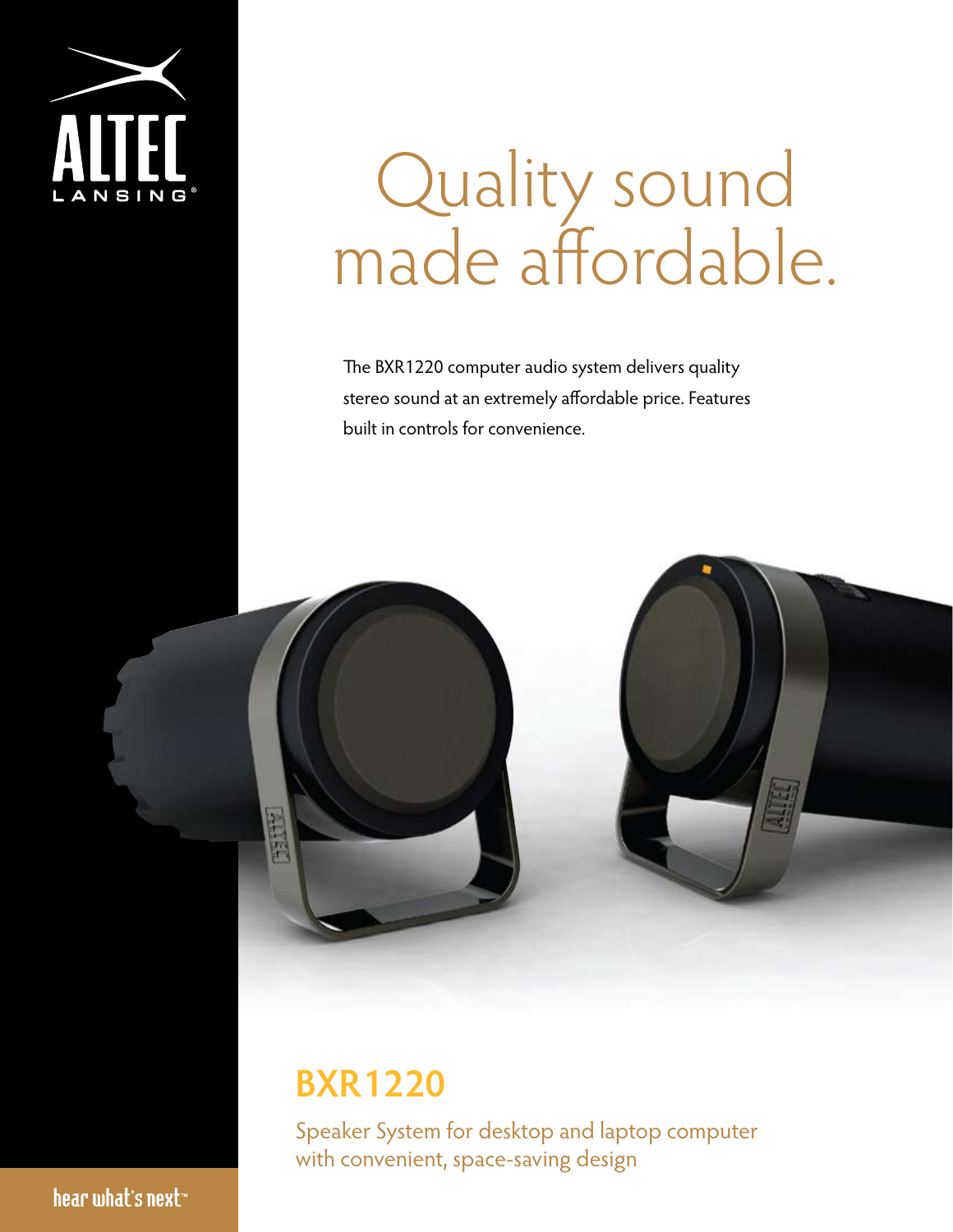ALTEC LANSING®

# Quality sound made affordable.

The BXR1220 computer audio system delivers quality stereo sound at an extremely affordable price. Features built in controls for convenience.

## BXR1220

Speaker System for desktop and laptop computer with convenient, space-saving design

hear what's next™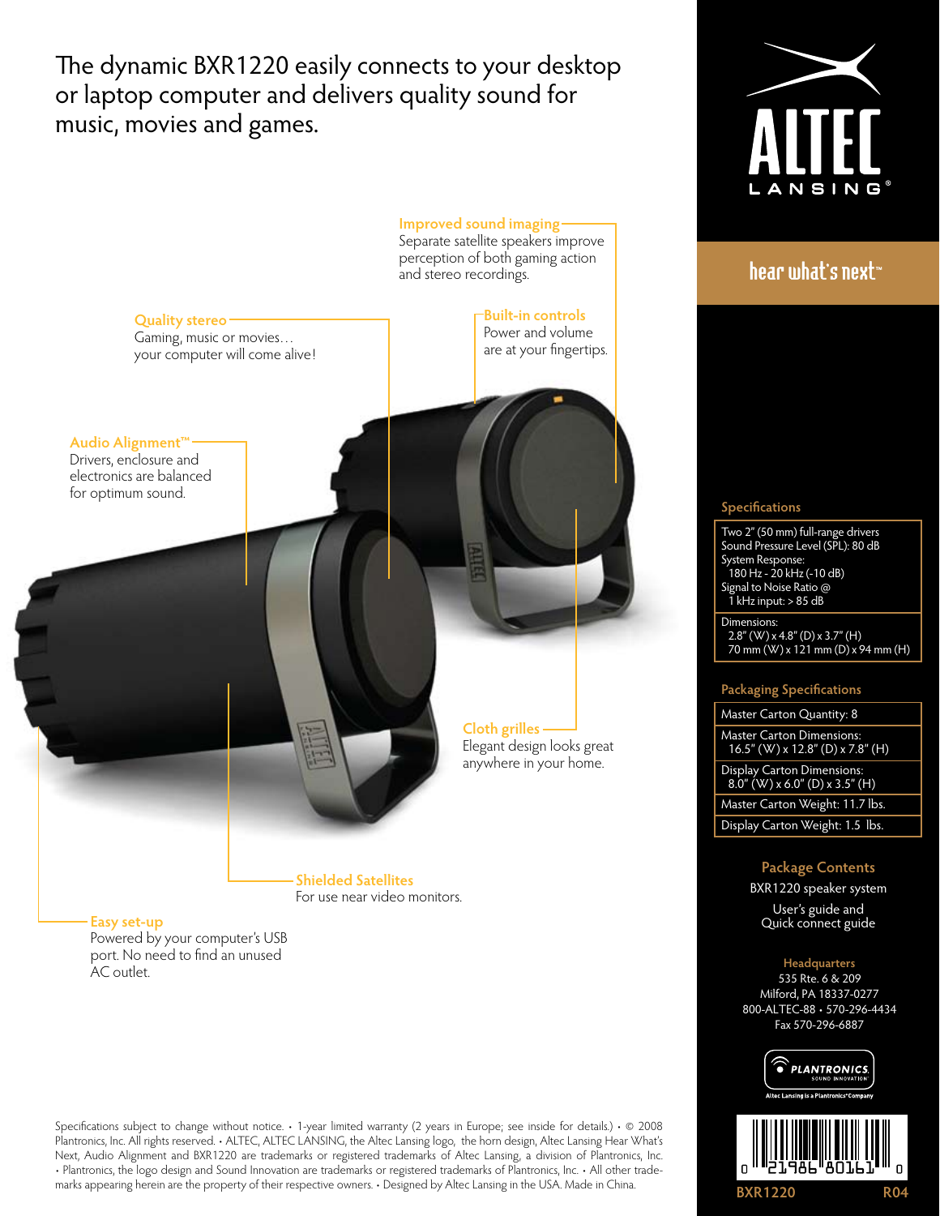The dynamic BXR1220 easily connects to your desktop or laptop computer and delivers quality sound for music, movies and games.

**Improved sound imaging**
Separate satellite speakers improve perception of both gaming action and stereo recordings.

**Quality stereo**
Gaming, music or movies… your computer will come alive!

**Built-in controls**
Power and volume are at your fingertips.

**Audio Alignment™**
Drivers, enclosure and electronics are balanced for optimum sound.

**Cloth grilles**
Elegant design looks great anywhere in your home.

**Shielded Satellites**
For use near video monitors.

**Easy set-up**
Powered by your computer's USB port. No need to find an unused AC outlet.

ALTEC LANSING®

hear what's next™

## Specifications

| |
|---|
| Two 2" (50 mm) full-range drivers<br>Sound Pressure Level (SPL): 80 dB<br>System Response:<br>180 Hz - 20 kHz (-10 dB)<br>Signal to Noise Ratio @<br>1 kHz input: > 85 dB |
| Dimensions:<br>2.8" (W) x 4.8" (D) x 3.7" (H)<br>70 mm (W) x 121 mm (D) x 94 mm (H) |

## Packaging Specifications

| |
|---|
| Master Carton Quantity: 8 |
| Master Carton Dimensions:<br>16.5" (W) x 12.8" (D) x 7.8" (H) |
| Display Carton Dimensions:<br>8.0" (W) x 6.0" (D) x 3.5" (H) |
| Master Carton Weight: 11.7 lbs. |
| Display Carton Weight: 1.5 lbs. |

## Package Contents

BXR1220 speaker system

User's guide and Quick connect guide

**Headquarters**
535 Rte. 6 & 209
Milford, PA 18337-0277
800-ALTEC-88 • 570-296-4434
Fax 570-296-6887

PLANTRONICS. SOUND INNOVATION
Altec Lansing is a Plantronics® Company

0 21986 80161 0

BXR1220 R04

Specifications subject to change without notice. • 1-year limited warranty (2 years in Europe; see inside for details.) • © 2008 Plantronics, Inc. All rights reserved. • ALTEC, ALTEC LANSING, the Altec Lansing logo, the horn design, Altec Lansing Hear What's Next, Audio Alignment and BXR1220 are trademarks or registered trademarks of Altec Lansing, a division of Plantronics, Inc. • Plantronics, the logo design and Sound Innovation are trademarks or registered trademarks of Plantronics, Inc. • All other trademarks appearing herein are the property of their respective owners. • Designed by Altec Lansing in the USA. Made in China.